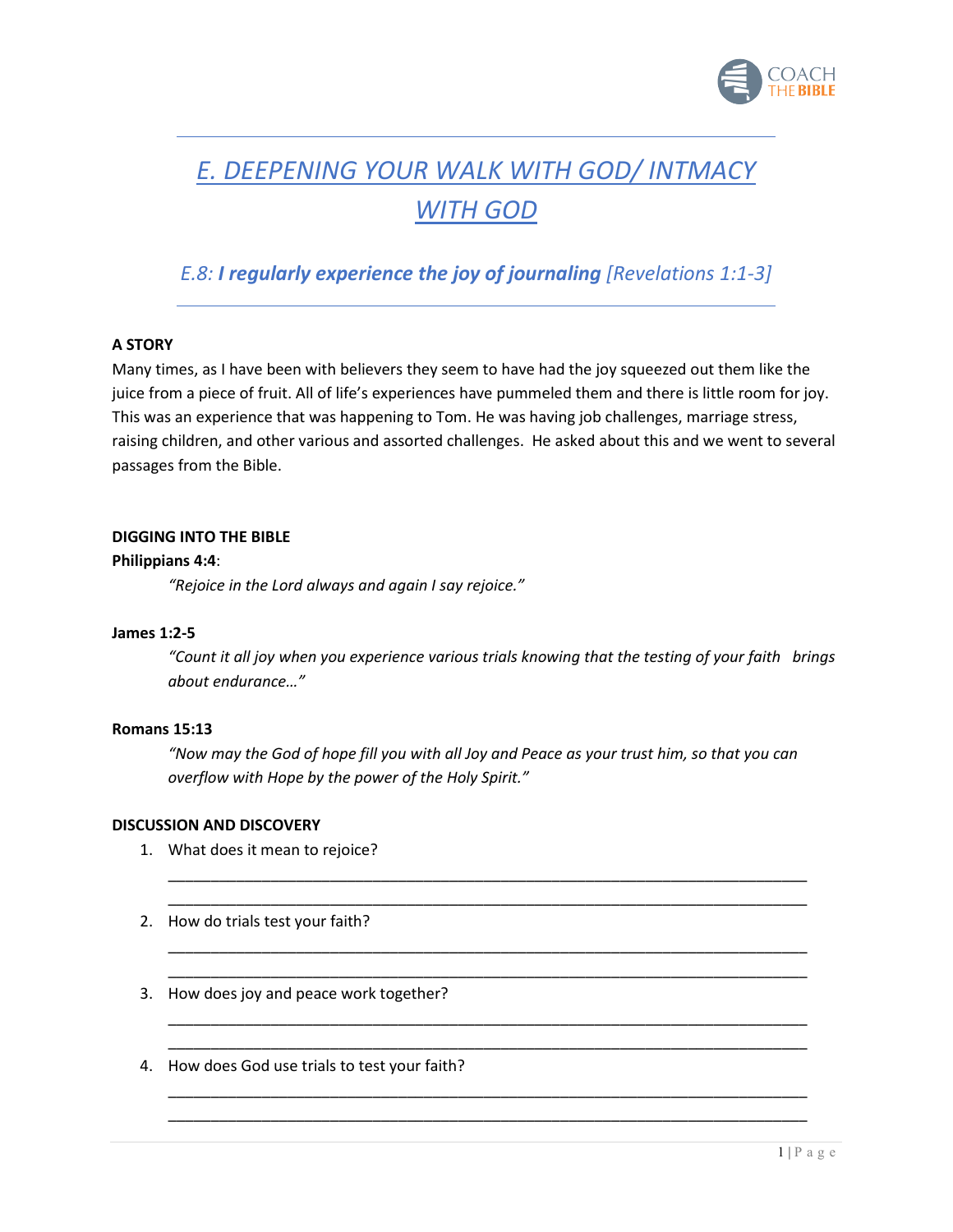# *E. DEEPENING YOUR WALK WITH GOD/ INTMACY WITH GOD*

## *E.8: **I regularly experience the joy of journaling** [Revelations 1:1-3]*

**A STORY**

Many times, as I have been with believers they seem to have had the joy squeezed out them like the juice from a piece of fruit. All of life's experiences have pummeled them and there is little room for joy. This was an experience that was happening to Tom. He was having job challenges, marriage stress, raising children, and other various and assorted challenges. He asked about this and we went to several passages from the Bible.

**DIGGING INTO THE BIBLE**

**Philippians 4:4**:

> *"Rejoice in the Lord always and again I say rejoice."*

**James 1:2-5**

> *"Count it all joy when you experience various trials knowing that the testing of your faith brings about endurance…"*

**Romans 15:13**

> *"Now may the God of hope fill you with all Joy and Peace as your trust him, so that you can overflow with Hope by the power of the Holy Spirit."*

**DISCUSSION AND DISCOVERY**

1. What does it mean to rejoice?
   ____________________________________________________________________________
   ____________________________________________________________________________
2. How do trials test your faith?
   ____________________________________________________________________________
   ____________________________________________________________________________
3. How does joy and peace work together?
   ____________________________________________________________________________
   ____________________________________________________________________________
4. How does God use trials to test your faith?
   ____________________________________________________________________________
   ____________________________________________________________________________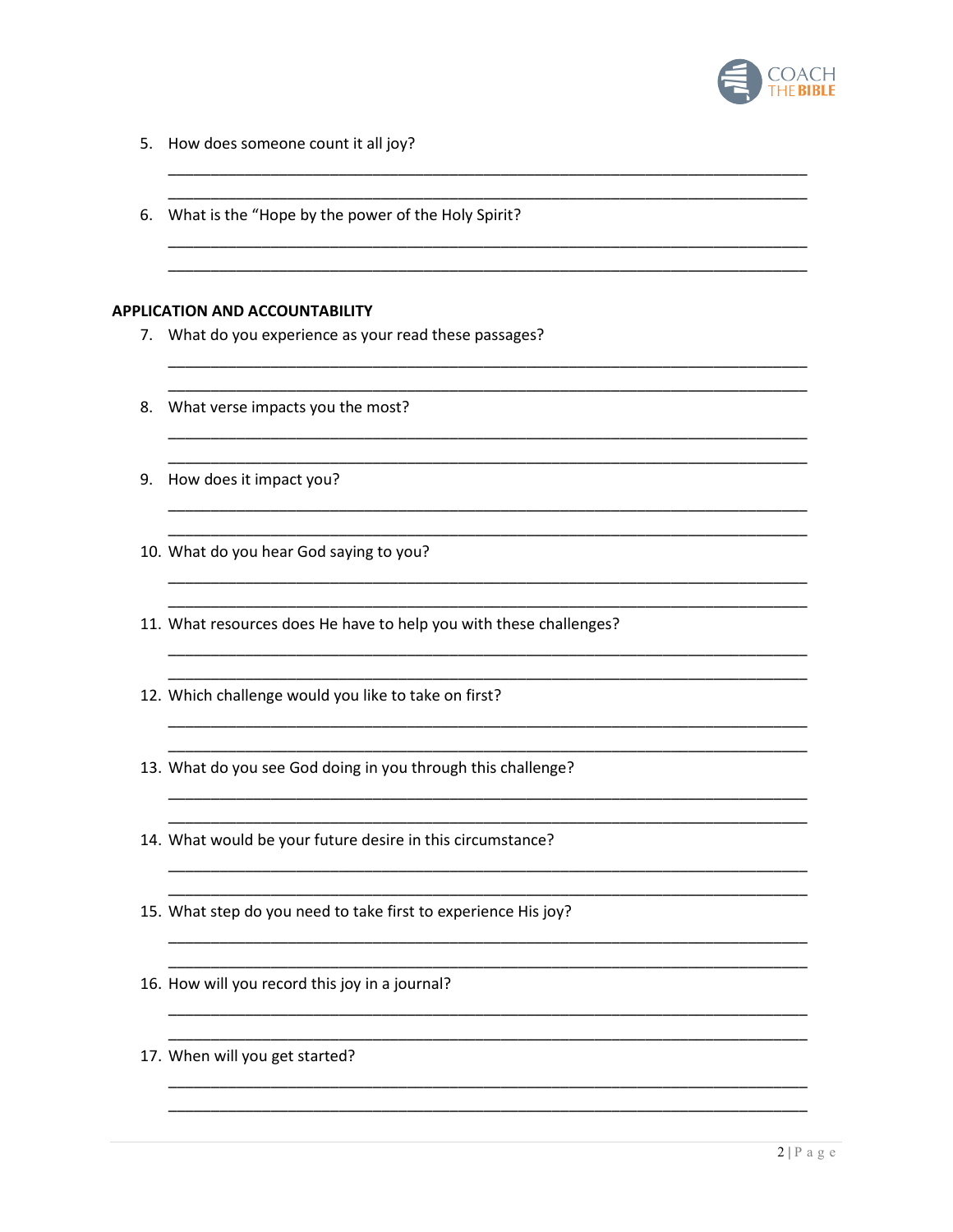5. How does someone count it all joy?

_______________________________________________________________________________

_______________________________________________________________________________

6. What is the "Hope by the power of the Holy Spirit?

_______________________________________________________________________________

_______________________________________________________________________________

**APPLICATION AND ACCOUNTABILITY**

7. What do you experience as your read these passages?

_______________________________________________________________________________

_______________________________________________________________________________

8. What verse impacts you the most?

_______________________________________________________________________________

_______________________________________________________________________________

9. How does it impact you?

_______________________________________________________________________________

_______________________________________________________________________________

10. What do you hear God saying to you?

_______________________________________________________________________________

_______________________________________________________________________________

11. What resources does He have to help you with these challenges?

_______________________________________________________________________________

_______________________________________________________________________________

12. Which challenge would you like to take on first?

_______________________________________________________________________________

_______________________________________________________________________________

13. What do you see God doing in you through this challenge?

_______________________________________________________________________________

_______________________________________________________________________________

14. What would be your future desire in this circumstance?

_______________________________________________________________________________

_______________________________________________________________________________

15. What step do you need to take first to experience His joy?

_______________________________________________________________________________

_______________________________________________________________________________

16. How will you record this joy in a journal?

_______________________________________________________________________________

_______________________________________________________________________________

17. When will you get started?

_______________________________________________________________________________

_______________________________________________________________________________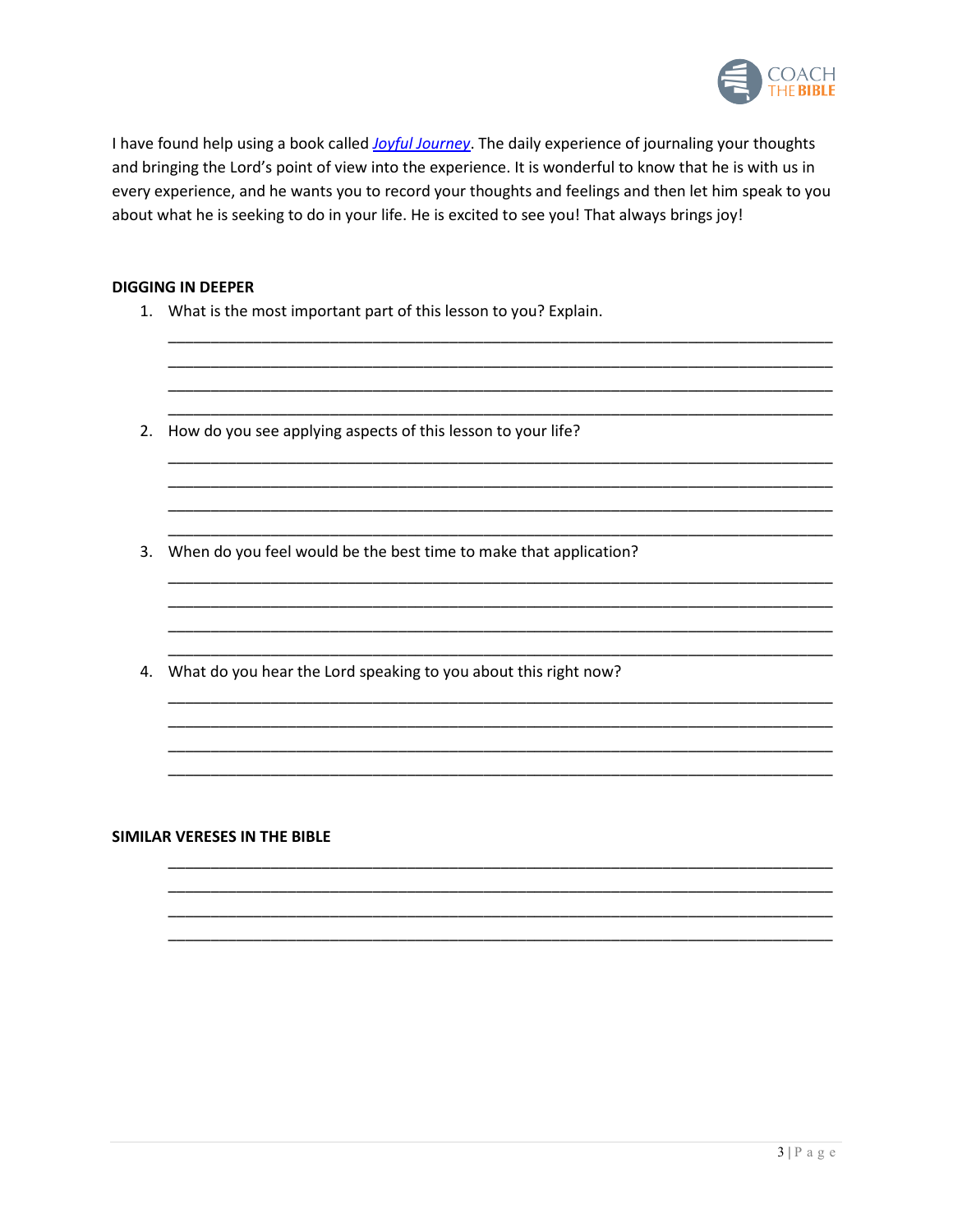I have found help using a book called *Joyful Journey*. The daily experience of journaling your thoughts and bringing the Lord's point of view into the experience. It is wonderful to know that he is with us in every experience, and he wants you to record your thoughts and feelings and then let him speak to you about what he is seeking to do in your life. He is excited to see you! That always brings joy!

**DIGGING IN DEEPER**

1. What is the most important part of this lesson to you? Explain.

   ___________________________________________________________________________
   ___________________________________________________________________________
   ___________________________________________________________________________
   ___________________________________________________________________________

2. How do you see applying aspects of this lesson to your life?

   ___________________________________________________________________________
   ___________________________________________________________________________
   ___________________________________________________________________________
   ___________________________________________________________________________

3. When do you feel would be the best time to make that application?

   ___________________________________________________________________________
   ___________________________________________________________________________
   ___________________________________________________________________________
   ___________________________________________________________________________

4. What do you hear the Lord speaking to you about this right now?

   ___________________________________________________________________________
   ___________________________________________________________________________
   ___________________________________________________________________________
   ___________________________________________________________________________

**SIMILAR VERESES IN THE BIBLE**

___________________________________________________________________________
___________________________________________________________________________
___________________________________________________________________________
___________________________________________________________________________